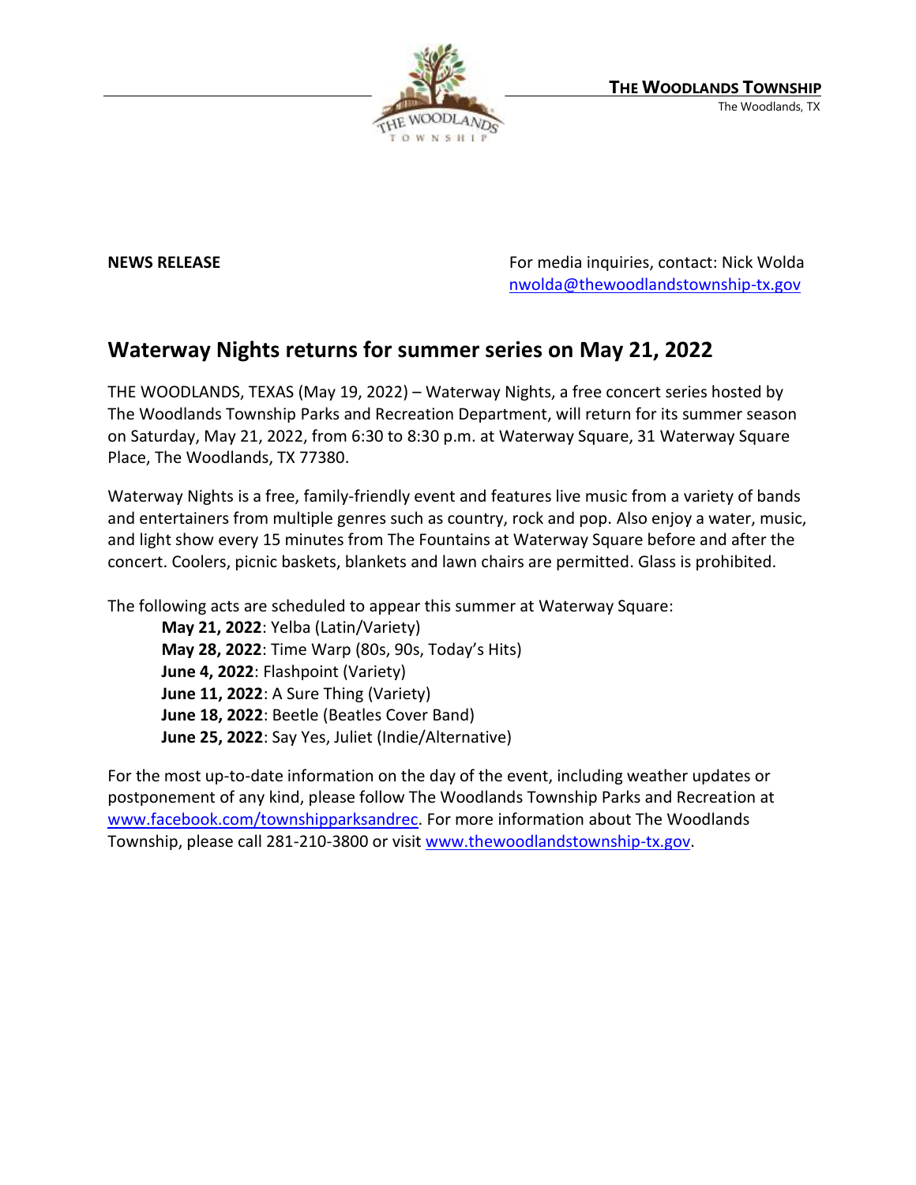**THE WOODLANDS TOWNSHIP**
The Woodlands, TX

**NEWS RELEASE**

For media inquiries, contact: Nick Wolda
nwolda@thewoodlandstownship-tx.gov

## Waterway Nights returns for summer series on May 21, 2022

THE WOODLANDS, TEXAS (May 19, 2022) – Waterway Nights, a free concert series hosted by The Woodlands Township Parks and Recreation Department, will return for its summer season on Saturday, May 21, 2022, from 6:30 to 8:30 p.m. at Waterway Square, 31 Waterway Square Place, The Woodlands, TX 77380.

Waterway Nights is a free, family-friendly event and features live music from a variety of bands and entertainers from multiple genres such as country, rock and pop. Also enjoy a water, music, and light show every 15 minutes from The Fountains at Waterway Square before and after the concert. Coolers, picnic baskets, blankets and lawn chairs are permitted. Glass is prohibited.

The following acts are scheduled to appear this summer at Waterway Square:

- **May 21, 2022**: Yelba (Latin/Variety)
- **May 28, 2022**: Time Warp (80s, 90s, Today's Hits)
- **June 4, 2022**: Flashpoint (Variety)
- **June 11, 2022**: A Sure Thing (Variety)
- **June 18, 2022**: Beetle (Beatles Cover Band)
- **June 25, 2022**: Say Yes, Juliet (Indie/Alternative)

For the most up-to-date information on the day of the event, including weather updates or postponement of any kind, please follow The Woodlands Township Parks and Recreation at www.facebook.com/townshipparksandrec. For more information about The Woodlands Township, please call 281-210-3800 or visit www.thewoodlandstownship-tx.gov.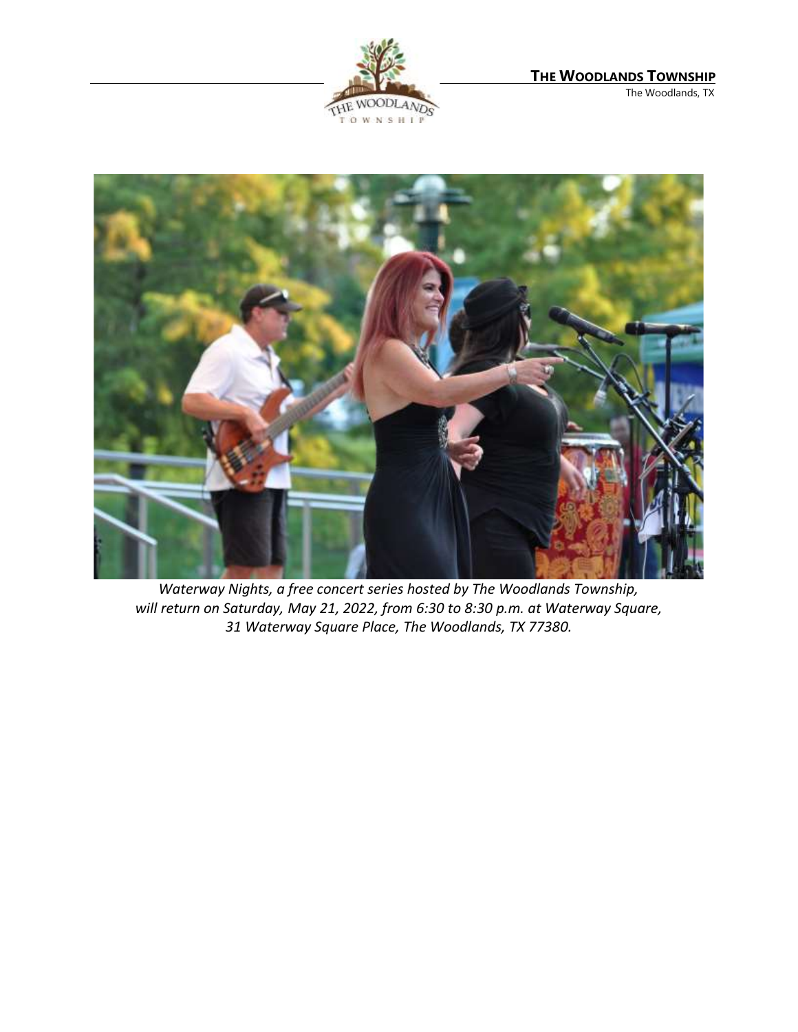*Waterway Nights, a free concert series hosted by The Woodlands Township, will return on Saturday, May 21, 2022, from 6:30 to 8:30 p.m. at Waterway Square, 31 Waterway Square Place, The Woodlands, TX 77380.*